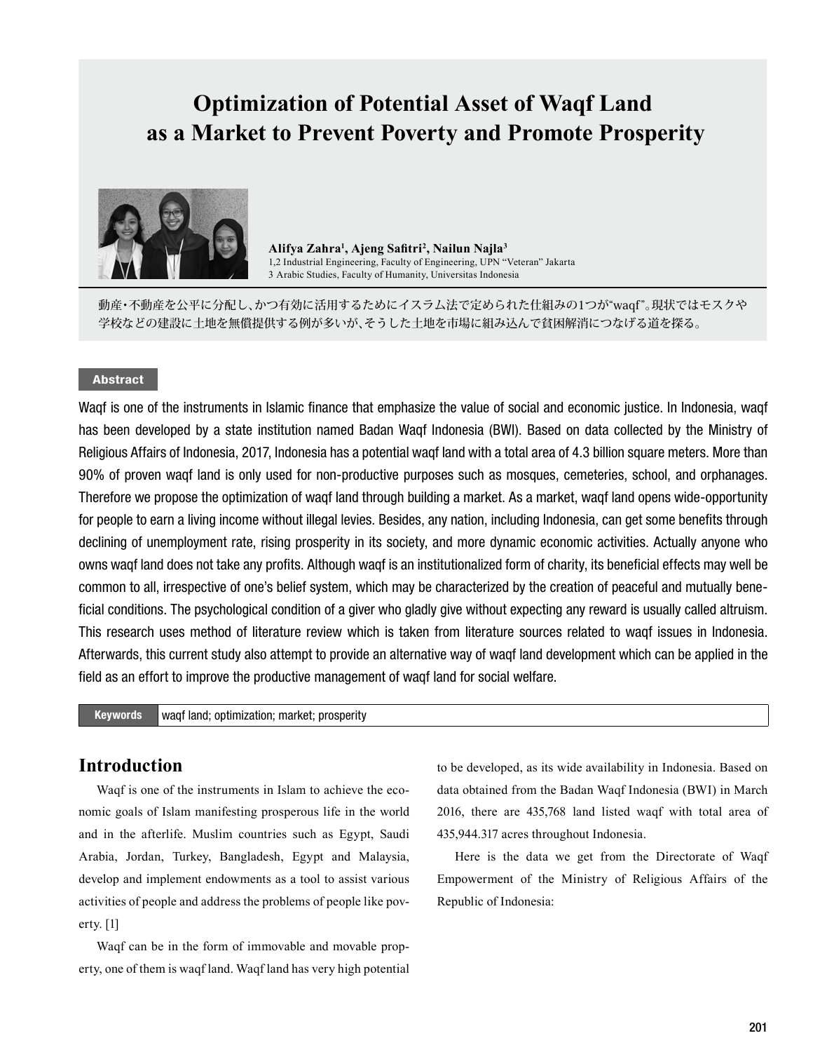# Optimization of Potential Asset of Waqf Land as a Market to Prevent Poverty and Promote Prosperity

**Alifya Zahra[1], Ajeng Safitri[2], Nailun Najla[3]**

1,2 Industrial Engineering, Faculty of Engineering, UPN "Veteran" Jakarta
3 Arabic Studies, Faculty of Humanity, Universitas Indonesia

動産・不動産を公平に分配し、かつ有効に活用するためにイスラム法で定められた仕組みの1つが"waqf"。現状ではモスクや学校などの建設に土地を無償提供する例が多いが、そうした土地を市場に組み込んで貧困解消につなげる道を探る。

## Abstract

Waqf is one of the instruments in Islamic finance that emphasize the value of social and economic justice. In Indonesia, waqf has been developed by a state institution named Badan Waqf Indonesia (BWI). Based on data collected by the Ministry of Religious Affairs of Indonesia, 2017, Indonesia has a potential waqf land with a total area of 4.3 billion square meters. More than 90% of proven waqf land is only used for non-productive purposes such as mosques, cemeteries, school, and orphanages. Therefore we propose the optimization of waqf land through building a market. As a market, waqf land opens wide-opportunity for people to earn a living income without illegal levies. Besides, any nation, including Indonesia, can get some benefits through declining of unemployment rate, rising prosperity in its society, and more dynamic economic activities. Actually anyone who owns waqf land does not take any profits. Although waqf is an institutionalized form of charity, its beneficial effects may well be common to all, irrespective of one's belief system, which may be characterized by the creation of peaceful and mutually beneficial conditions. The psychological condition of a giver who gladly give without expecting any reward is usually called altruism. This research uses method of literature review which is taken from literature sources related to waqf issues in Indonesia. Afterwards, this current study also attempt to provide an alternative way of waqf land development which can be applied in the field as an effort to improve the productive management of waqf land for social welfare.

**Keywords** waqf land; optimization; market; prosperity

## Introduction

Waqf is one of the instruments in Islam to achieve the economic goals of Islam manifesting prosperous life in the world and in the afterlife. Muslim countries such as Egypt, Saudi Arabia, Jordan, Turkey, Bangladesh, Egypt and Malaysia, develop and implement endowments as a tool to assist various activities of people and address the problems of people like poverty. [1]

Waqf can be in the form of immovable and movable property, one of them is waqf land. Waqf land has very high potential to be developed, as its wide availability in Indonesia. Based on data obtained from the Badan Waqf Indonesia (BWI) in March 2016, there are 435,768 land listed waqf with total area of 435,944.317 acres throughout Indonesia.

Here is the data we get from the Directorate of Waqf Empowerment of the Ministry of Religious Affairs of the Republic of Indonesia: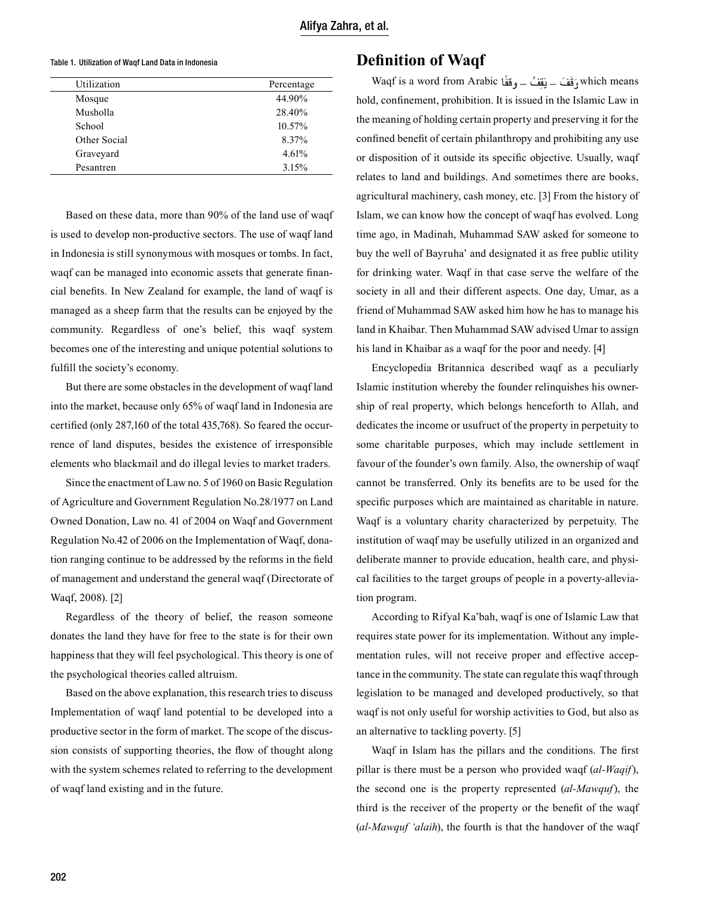Table 1. Utilization of Waqf Land Data in Indonesia

| Utilization | Percentage |
|---|---|
| Mosque | 44.90% |
| Musholla | 28.40% |
| School | 10.57% |
| Other Social | 8.37% |
| Graveyard | 4.61% |
| Pesantren | 3.15% |

Based on these data, more than 90% of the land use of waqf is used to develop non-productive sectors. The use of waqf land in Indonesia is still synonymous with mosques or tombs. In fact, waqf can be managed into economic assets that generate financial benefits. In New Zealand for example, the land of waqf is managed as a sheep farm that the results can be enjoyed by the community. Regardless of one's belief, this waqf system becomes one of the interesting and unique potential solutions to fulfill the society's economy.

But there are some obstacles in the development of waqf land into the market, because only 65% of waqf land in Indonesia are certified (only 287,160 of the total 435,768). So feared the occurrence of land disputes, besides the existence of irresponsible elements who blackmail and do illegal levies to market traders.

Since the enactment of Law no. 5 of 1960 on Basic Regulation of Agriculture and Government Regulation No.28/1977 on Land Owned Donation, Law no. 41 of 2004 on Waqf and Government Regulation No.42 of 2006 on the Implementation of Waqf, donation ranging continue to be addressed by the reforms in the field of management and understand the general waqf (Directorate of Waqf, 2008). [2]

Regardless of the theory of belief, the reason someone donates the land they have for free to the state is for their own happiness that they will feel psychological. This theory is one of the psychological theories called altruism.

Based on the above explanation, this research tries to discuss Implementation of waqf land potential to be developed into a productive sector in the form of market. The scope of the discussion consists of supporting theories, the flow of thought along with the system schemes related to referring to the development of waqf land existing and in the future.

## Definition of Waqf

Waqf is a word from Arabic وَقَفَ – يَقِفُ – وقفًا which means hold, confinement, prohibition. It is issued in the Islamic Law in the meaning of holding certain property and preserving it for the confined benefit of certain philanthropy and prohibiting any use or disposition of it outside its specific objective. Usually, waqf relates to land and buildings. And sometimes there are books, agricultural machinery, cash money, etc. [3] From the history of Islam, we can know how the concept of waqf has evolved. Long time ago, in Madinah, Muhammad SAW asked for someone to buy the well of Bayruha' and designated it as free public utility for drinking water. Waqf in that case serve the welfare of the society in all and their different aspects. One day, Umar, as a friend of Muhammad SAW asked him how he has to manage his land in Khaibar. Then Muhammad SAW advised Umar to assign his land in Khaibar as a waqf for the poor and needy. [4]

Encyclopedia Britannica described waqf as a peculiarly Islamic institution whereby the founder relinquishes his ownership of real property, which belongs henceforth to Allah, and dedicates the income or usufruct of the property in perpetuity to some charitable purposes, which may include settlement in favour of the founder's own family. Also, the ownership of waqf cannot be transferred. Only its benefits are to be used for the specific purposes which are maintained as charitable in nature. Waqf is a voluntary charity characterized by perpetuity. The institution of waqf may be usefully utilized in an organized and deliberate manner to provide education, health care, and physical facilities to the target groups of people in a poverty-alleviation program.

According to Rifyal Ka'bah, waqf is one of Islamic Law that requires state power for its implementation. Without any implementation rules, will not receive proper and effective acceptance in the community. The state can regulate this waqf through legislation to be managed and developed productively, so that waqf is not only useful for worship activities to God, but also as an alternative to tackling poverty. [5]

Waqf in Islam has the pillars and the conditions. The first pillar is there must be a person who provided waqf (*al-Waqif*), the second one is the property represented (*al-Mawquf*), the third is the receiver of the property or the benefit of the waqf (*al-Mawquf 'alaih*), the fourth is that the handover of the waqf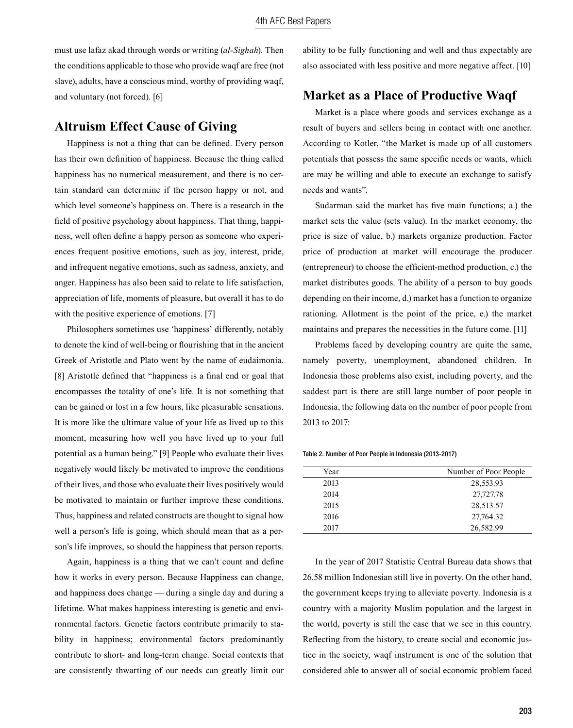must use lafaz akad through words or writing (*al-Sighah*). Then the conditions applicable to those who provide waqf are free (not slave), adults, have a conscious mind, worthy of providing waqf, and voluntary (not forced). [6]

## Altruism Effect Cause of Giving

Happiness is not a thing that can be defined. Every person has their own definition of happiness. Because the thing called happiness has no numerical measurement, and there is no certain standard can determine if the person happy or not, and which level someone's happiness on. There is a research in the field of positive psychology about happiness. That thing, happiness, well often define a happy person as someone who experiences frequent positive emotions, such as joy, interest, pride, and infrequent negative emotions, such as sadness, anxiety, and anger. Happiness has also been said to relate to life satisfaction, appreciation of life, moments of pleasure, but overall it has to do with the positive experience of emotions. [7]

Philosophers sometimes use 'happiness' differently, notably to denote the kind of well-being or flourishing that in the ancient Greek of Aristotle and Plato went by the name of eudaimonia. [8] Aristotle defined that "happiness is a final end or goal that encompasses the totality of one's life. It is not something that can be gained or lost in a few hours, like pleasurable sensations. It is more like the ultimate value of your life as lived up to this moment, measuring how well you have lived up to your full potential as a human being." [9] People who evaluate their lives negatively would likely be motivated to improve the conditions of their lives, and those who evaluate their lives positively would be motivated to maintain or further improve these conditions. Thus, happiness and related constructs are thought to signal how well a person's life is going, which should mean that as a person's life improves, so should the happiness that person reports.

Again, happiness is a thing that we can't count and define how it works in every person. Because Happiness can change, and happiness does change — during a single day and during a lifetime. What makes happiness interesting is genetic and environmental factors. Genetic factors contribute primarily to stability in happiness; environmental factors predominantly contribute to short- and long-term change. Social contexts that are consistently thwarting of our needs can greatly limit our ability to be fully functioning and well and thus expectably are also associated with less positive and more negative affect. [10]

## Market as a Place of Productive Waqf

Market is a place where goods and services exchange as a result of buyers and sellers being in contact with one another. According to Kotler, "the Market is made up of all customers potentials that possess the same specific needs or wants, which are may be willing and able to execute an exchange to satisfy needs and wants".

Sudarman said the market has five main functions; a.) the market sets the value (sets value). In the market economy, the price is size of value, b.) markets organize production. Factor price of production at market will encourage the producer (entrepreneur) to choose the efficient-method production, c.) the market distributes goods. The ability of a person to buy goods depending on their income, d.) market has a function to organize rationing. Allotment is the point of the price, e.) the market maintains and prepares the necessities in the future come. [11]

Problems faced by developing country are quite the same, namely poverty, unemployment, abandoned children. In Indonesia those problems also exist, including poverty, and the saddest part is there are still large number of poor people in Indonesia, the following data on the number of poor people from 2013 to 2017:

Table 2. Number of Poor People in Indonesia (2013-2017)

| Year | Number of Poor People |
|---|---|
| 2013 | 28,553.93 |
| 2014 | 27,727.78 |
| 2015 | 28,513.57 |
| 2016 | 27,764.32 |
| 2017 | 26,582.99 |

In the year of 2017 Statistic Central Bureau data shows that 26.58 million Indonesian still live in poverty. On the other hand, the government keeps trying to alleviate poverty. Indonesia is a country with a majority Muslim population and the largest in the world, poverty is still the case that we see in this country. Reflecting from the history, to create social and economic justice in the society, waqf instrument is one of the solution that considered able to answer all of social economic problem faced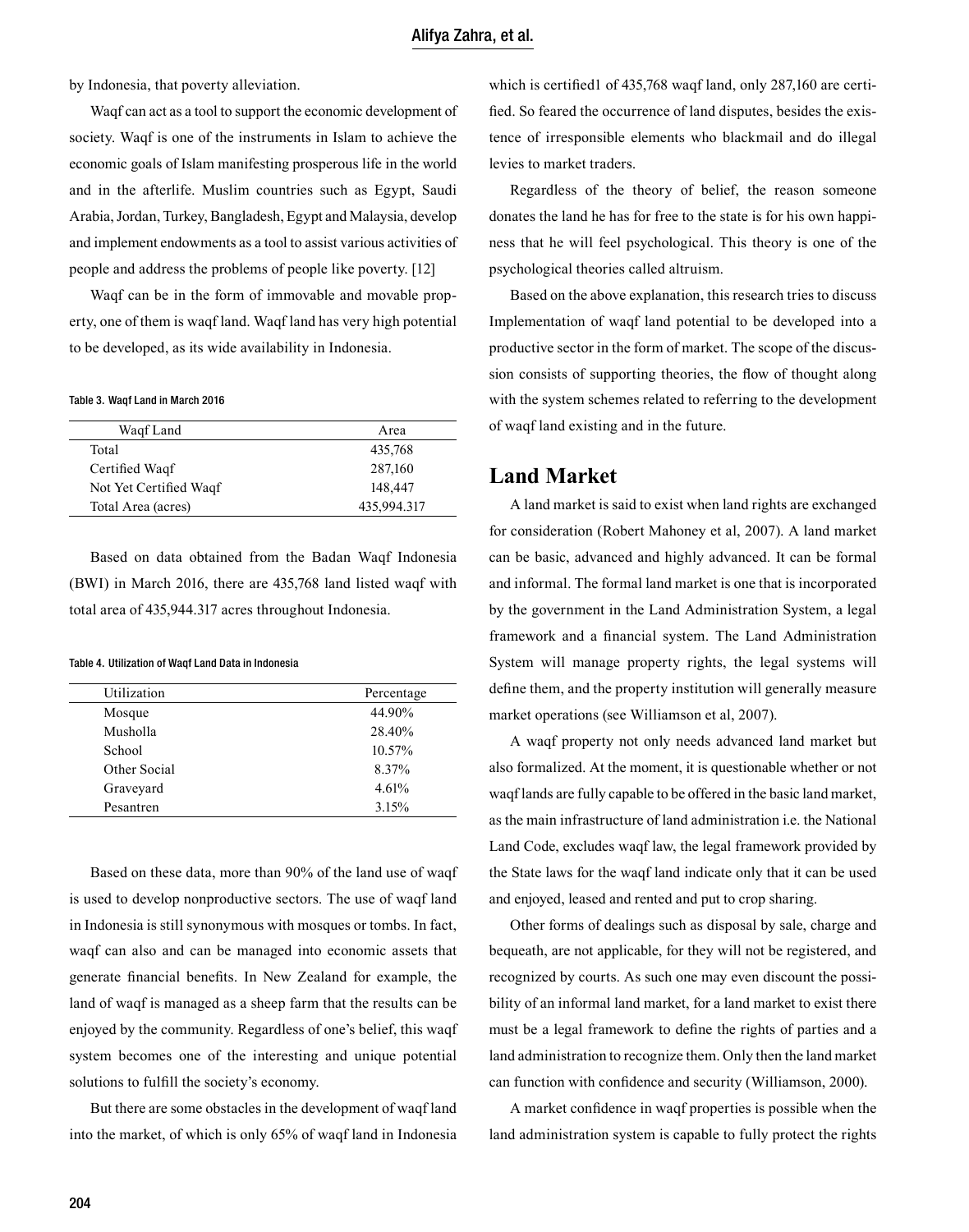by Indonesia, that poverty alleviation.

Waqf can act as a tool to support the economic development of society. Waqf is one of the instruments in Islam to achieve the economic goals of Islam manifesting prosperous life in the world and in the afterlife. Muslim countries such as Egypt, Saudi Arabia, Jordan, Turkey, Bangladesh, Egypt and Malaysia, develop and implement endowments as a tool to assist various activities of people and address the problems of people like poverty. [12]

Waqf can be in the form of immovable and movable property, one of them is waqf land. Waqf land has very high potential to be developed, as its wide availability in Indonesia.

Table 3. Waqf Land in March 2016

| Waqf Land | Area |
|---|---|
| Total | 435,768 |
| Certified Waqf | 287,160 |
| Not Yet Certified Waqf | 148,447 |
| Total Area (acres) | 435,994.317 |

Based on data obtained from the Badan Waqf Indonesia (BWI) in March 2016, there are 435,768 land listed waqf with total area of 435,944.317 acres throughout Indonesia.

Table 4. Utilization of Waqf Land Data in Indonesia

| Utilization | Percentage |
|---|---|
| Mosque | 44.90% |
| Musholla | 28.40% |
| School | 10.57% |
| Other Social | 8.37% |
| Graveyard | 4.61% |
| Pesantren | 3.15% |

Based on these data, more than 90% of the land use of waqf is used to develop nonproductive sectors. The use of waqf land in Indonesia is still synonymous with mosques or tombs. In fact, waqf can also and can be managed into economic assets that generate financial benefits. In New Zealand for example, the land of waqf is managed as a sheep farm that the results can be enjoyed by the community. Regardless of one's belief, this waqf system becomes one of the interesting and unique potential solutions to fulfill the society's economy.

But there are some obstacles in the development of waqf land into the market, of which is only 65% of waqf land in Indonesia which is certified1 of 435,768 waqf land, only 287,160 are certified. So feared the occurrence of land disputes, besides the existence of irresponsible elements who blackmail and do illegal levies to market traders.

Regardless of the theory of belief, the reason someone donates the land he has for free to the state is for his own happiness that he will feel psychological. This theory is one of the psychological theories called altruism.

Based on the above explanation, this research tries to discuss Implementation of waqf land potential to be developed into a productive sector in the form of market. The scope of the discussion consists of supporting theories, the flow of thought along with the system schemes related to referring to the development of waqf land existing and in the future.

## Land Market

A land market is said to exist when land rights are exchanged for consideration (Robert Mahoney et al, 2007). A land market can be basic, advanced and highly advanced. It can be formal and informal. The formal land market is one that is incorporated by the government in the Land Administration System, a legal framework and a financial system. The Land Administration System will manage property rights, the legal systems will define them, and the property institution will generally measure market operations (see Williamson et al, 2007).

A waqf property not only needs advanced land market but also formalized. At the moment, it is questionable whether or not waqf lands are fully capable to be offered in the basic land market, as the main infrastructure of land administration i.e. the National Land Code, excludes waqf law, the legal framework provided by the State laws for the waqf land indicate only that it can be used and enjoyed, leased and rented and put to crop sharing.

Other forms of dealings such as disposal by sale, charge and bequeath, are not applicable, for they will not be registered, and recognized by courts. As such one may even discount the possibility of an informal land market, for a land market to exist there must be a legal framework to define the rights of parties and a land administration to recognize them. Only then the land market can function with confidence and security (Williamson, 2000).

A market confidence in waqf properties is possible when the land administration system is capable to fully protect the rights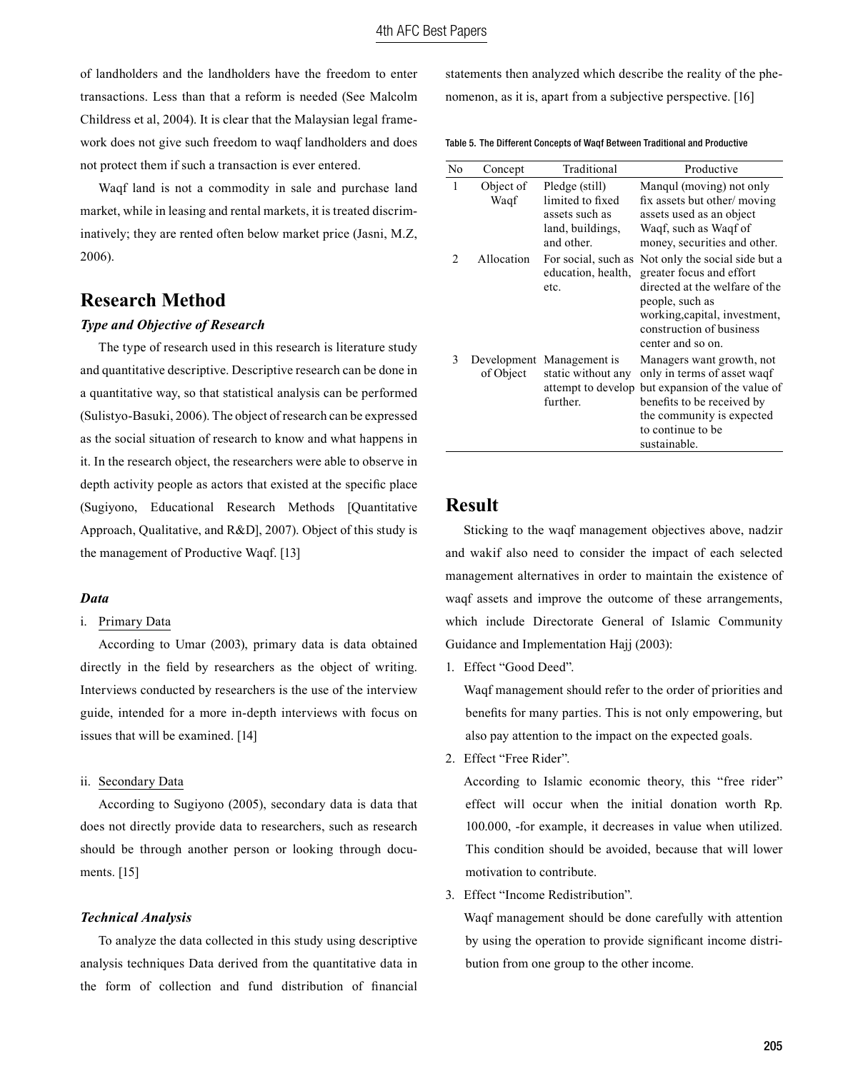of landholders and the landholders have the freedom to enter transactions. Less than that a reform is needed (See Malcolm Childress et al, 2004). It is clear that the Malaysian legal framework does not give such freedom to waqf landholders and does not protect them if such a transaction is ever entered.

Waqf land is not a commodity in sale and purchase land market, while in leasing and rental markets, it is treated discriminatively; they are rented often below market price (Jasni, M.Z, 2006).

## Research Method

### *Type and Objective of Research*

The type of research used in this research is literature study and quantitative descriptive. Descriptive research can be done in a quantitative way, so that statistical analysis can be performed (Sulistyo-Basuki, 2006). The object of research can be expressed as the social situation of research to know and what happens in it. In the research object, the researchers were able to observe in depth activity people as actors that existed at the specific place (Sugiyono, Educational Research Methods [Quantitative Approach, Qualitative, and R&D], 2007). Object of this study is the management of Productive Waqf. [13]

### *Data*

i. Primary Data

According to Umar (2003), primary data is data obtained directly in the field by researchers as the object of writing. Interviews conducted by researchers is the use of the interview guide, intended for a more in-depth interviews with focus on issues that will be examined. [14]

ii. Secondary Data

According to Sugiyono (2005), secondary data is data that does not directly provide data to researchers, such as research should be through another person or looking through documents. [15]

### *Technical Analysis*

To analyze the data collected in this study using descriptive analysis techniques Data derived from the quantitative data in the form of collection and fund distribution of financial statements then analyzed which describe the reality of the phenomenon, as it is, apart from a subjective perspective. [16]

Table 5. The Different Concepts of Waqf Between Traditional and Productive

| No | Concept | Traditional | Productive |
|---|---|---|---|
| 1 | Object of Waqf | Pledge (still) limited to fixed assets such as land, buildings, and other. | Manqul (moving) not only fix assets but other/ moving assets used as an object Waqf, such as Waqf of money, securities and other. |
| 2 | Allocation | For social, such as education, health, etc. | Not only the social side but a greater focus and effort directed at the welfare of the people, such as working,capital, investment, construction of business center and so on. |
| 3 | Development of Object | Management is static without any attempt to develop further. | Managers want growth, not only in terms of asset waqf but expansion of the value of benefits to be received by the community is expected to continue to be sustainable. |

## Result

Sticking to the waqf management objectives above, nadzir and wakif also need to consider the impact of each selected management alternatives in order to maintain the existence of waqf assets and improve the outcome of these arrangements, which include Directorate General of Islamic Community Guidance and Implementation Hajj (2003):

1. Effect "Good Deed".

   Waqf management should refer to the order of priorities and benefits for many parties. This is not only empowering, but also pay attention to the impact on the expected goals.

2. Effect "Free Rider".

   According to Islamic economic theory, this "free rider" effect will occur when the initial donation worth Rp. 100.000, -for example, it decreases in value when utilized. This condition should be avoided, because that will lower motivation to contribute.

3. Effect "Income Redistribution".

   Waqf management should be done carefully with attention by using the operation to provide significant income distribution from one group to the other income.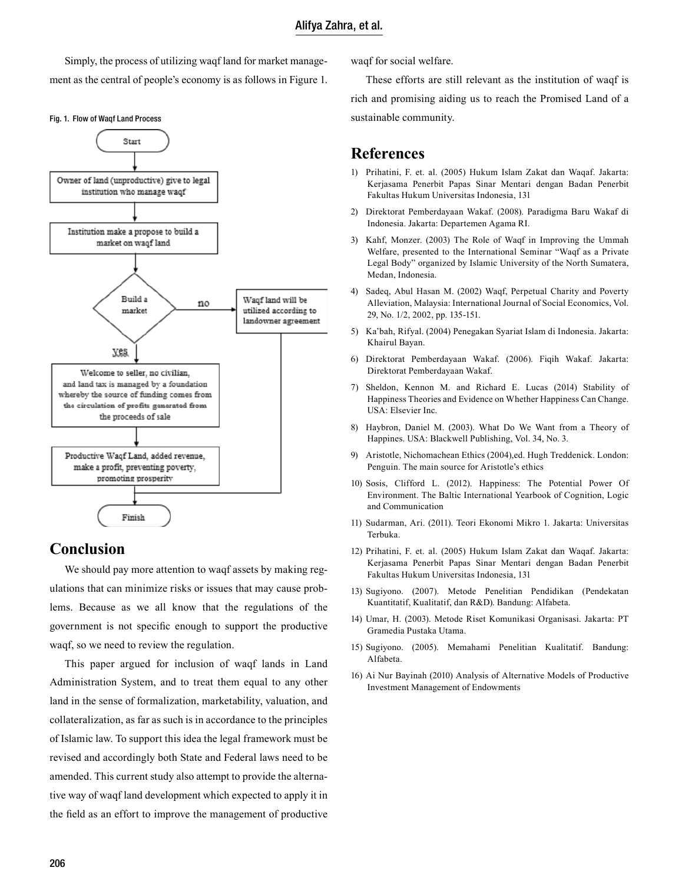Simply, the process of utilizing waqf land for market management as the central of people's economy is as follows in Figure 1.

Fig. 1. Flow of Waqf Land Process

Start

Owner of land (unproductive) give to legal institution who manage waqf

Institution make a propose to build a market on waqf land

Build a market

no

Waqf land will be utilized according to landowner agreement

yes

Welcome to seller, no civilian, and land tax is managed by a foundation whereby the source of funding comes from the circulation of profits generated from the proceeds of sale

Productive Waqf Land, added revenue, make a profit, preventing poverty, promoting prosperity

Finish

## Conclusion

We should pay more attention to waqf assets by making regulations that can minimize risks or issues that may cause problems. Because as we all know that the regulations of the government is not specific enough to support the productive waqf, so we need to review the regulation.

This paper argued for inclusion of waqf lands in Land Administration System, and to treat them equal to any other land in the sense of formalization, marketability, valuation, and collateralization, as far as such is in accordance to the principles of Islamic law. To support this idea the legal framework must be revised and accordingly both State and Federal laws need to be amended. This current study also attempt to provide the alternative way of waqf land development which expected to apply it in the field as an effort to improve the management of productive waqf for social welfare.

These efforts are still relevant as the institution of waqf is rich and promising aiding us to reach the Promised Land of a sustainable community.

## References

1) Prihatini, F. et. al. (2005) Hukum Islam Zakat dan Waqaf. Jakarta: Kerjasama Penerbit Papas Sinar Mentari dengan Badan Penerbit Fakultas Hukum Universitas Indonesia, 131
2) Direktorat Pemberdayaan Wakaf. (2008). Paradigma Baru Wakaf di Indonesia. Jakarta: Departemen Agama RI.
3) Kahf, Monzer. (2003) The Role of Waqf in Improving the Ummah Welfare, presented to the International Seminar "Waqf as a Private Legal Body" organized by Islamic University of the North Sumatera, Medan, Indonesia.
4) Sadeq, Abul Hasan M. (2002) Waqf, Perpetual Charity and Poverty Alleviation, Malaysia: International Journal of Social Economics, Vol. 29, No. 1/2, 2002, pp. 135-151.
5) Ka'bah, Rifyal. (2004) Penegakan Syariat Islam di Indonesia. Jakarta: Khairul Bayan.
6) Direktorat Pemberdayaan Wakaf. (2006). Fiqih Wakaf. Jakarta: Direktorat Pemberdayaan Wakaf.
7) Sheldon, Kennon M. and Richard E. Lucas (2014) Stability of Happiness Theories and Evidence on Whether Happiness Can Change. USA: Elsevier Inc.
8) Haybron, Daniel M. (2003). What Do We Want from a Theory of Happines. USA: Blackwell Publishing, Vol. 34, No. 3.
9) Aristotle, Nichomachean Ethics (2004),ed. Hugh Treddenick. London: Penguin. The main source for Aristotle's ethics
10) Sosis, Clifford L. (2012). Happiness: The Potential Power Of Environment. The Baltic International Yearbook of Cognition, Logic and Communication
11) Sudarman, Ari. (2011). Teori Ekonomi Mikro 1. Jakarta: Universitas Terbuka.
12) Prihatini, F. et. al. (2005) Hukum Islam Zakat dan Waqaf. Jakarta: Kerjasama Penerbit Papas Sinar Mentari dengan Badan Penerbit Fakultas Hukum Universitas Indonesia, 131
13) Sugiyono. (2007). Metode Penelitian Pendidikan (Pendekatan Kuantitatif, Kualitatif, dan R&D). Bandung: Alfabeta.
14) Umar, H. (2003). Metode Riset Komunikasi Organisasi. Jakarta: PT Gramedia Pustaka Utama.
15) Sugiyono. (2005). Memahami Penelitian Kualitatif. Bandung: Alfabeta.
16) Ai Nur Bayinah (2010) Analysis of Alternative Models of Productive Investment Management of Endowments